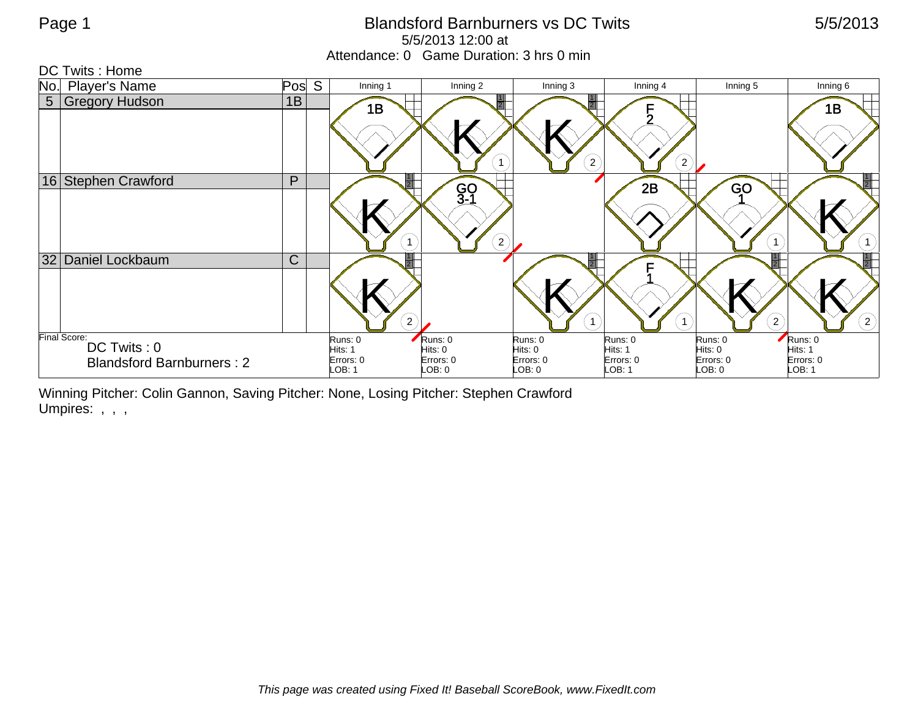# Blandsford Barnburners vs DC Twits

5/5/2013 12:00 at

Attendance: 0   Game Duration: 3 hrs 0 min

DC Twits : Home

| No. | Player's Name | Pos | S | Inning 1 | Inning 2 | Inning 3 | Inning 4 | Inning 5 | Inning 6 |
|---|---|---|---|---|---|---|---|---|---|
| 5 | Gregory Hudson | 1B | | 1B | K (1) | K (2) | F 2 (2) | | 1B |
| 16 | Stephen Crawford | P | | K (1) | GO 3-1 (2) | | 2B | GO 1 (1) | K (1) |
| 32 | Daniel Lockbaum | C | | K (2) | | K (1) | F 1 (1) | K (2) | K (2) |
| | | | | Runs: 0<br>Hits: 1<br>Errors: 0<br>LOB: 1 | Runs: 0<br>Hits: 0<br>Errors: 0<br>LOB: 0 | Runs: 0<br>Hits: 0<br>Errors: 0<br>LOB: 0 | Runs: 0<br>Hits: 1<br>Errors: 0<br>LOB: 1 | Runs: 0<br>Hits: 0<br>Errors: 0<br>LOB: 0 | Runs: 0<br>Hits: 1<br>Errors: 0<br>LOB: 1 |

Final Score:

DC Twits : 0

Blandsford Barnburners : 2

Winning Pitcher: Colin Gannon, Saving Pitcher: None, Losing Pitcher: Stephen Crawford

Umpires: , , ,

*This page was created using Fixed It! Baseball ScoreBook, www.FixedIt.com*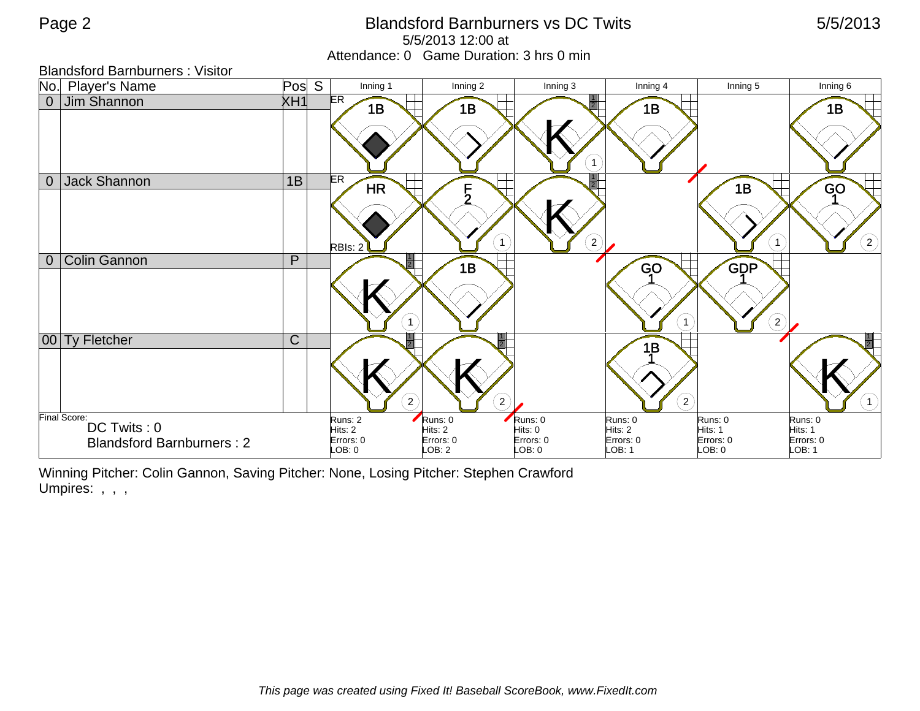# Blandsford Barnburners vs DC Twits

5/5/2013 12:00 at

Attendance: 0   Game Duration: 3 hrs 0 min

Blandsford Barnburners : Visitor

| No. | Player's Name | Pos | S | Inning 1 | Inning 2 | Inning 3 | Inning 4 | Inning 5 | Inning 6 |
|---|---|---|---|---|---|---|---|---|---|
| 0 | Jim Shannon | XH1 | | ER 1B | 1B | K 1 | 1B | | 1B |
| 0 | Jack Shannon | 1B | | ER HR RBIs: 2 | F 2 1 | K 2 | | 1B 1 | GO 1 2 |
| 0 | Colin Gannon | P | | K 1 | 1B | | GO 1 1 | GDP 1 2 | |
| 00 | Ty Fletcher | C | | K 2 | K 2 | | 1B 1 2 | | K 1 |
| | | | | Runs: 2<br>Hits: 2<br>Errors: 0<br>LOB: 0 | Runs: 0<br>Hits: 2<br>Errors: 0<br>LOB: 2 | Runs: 0<br>Hits: 0<br>Errors: 0<br>LOB: 0 | Runs: 0<br>Hits: 2<br>Errors: 0<br>LOB: 1 | Runs: 0<br>Hits: 1<br>Errors: 0<br>LOB: 0 | Runs: 0<br>Hits: 1<br>Errors: 0<br>LOB: 1 |

Final Score:

DC Twits : 0

Blandsford Barnburners : 2

Winning Pitcher: Colin Gannon, Saving Pitcher: None, Losing Pitcher: Stephen Crawford

Umpires: , , ,

*This page was created using Fixed It! Baseball ScoreBook, www.FixedIt.com*